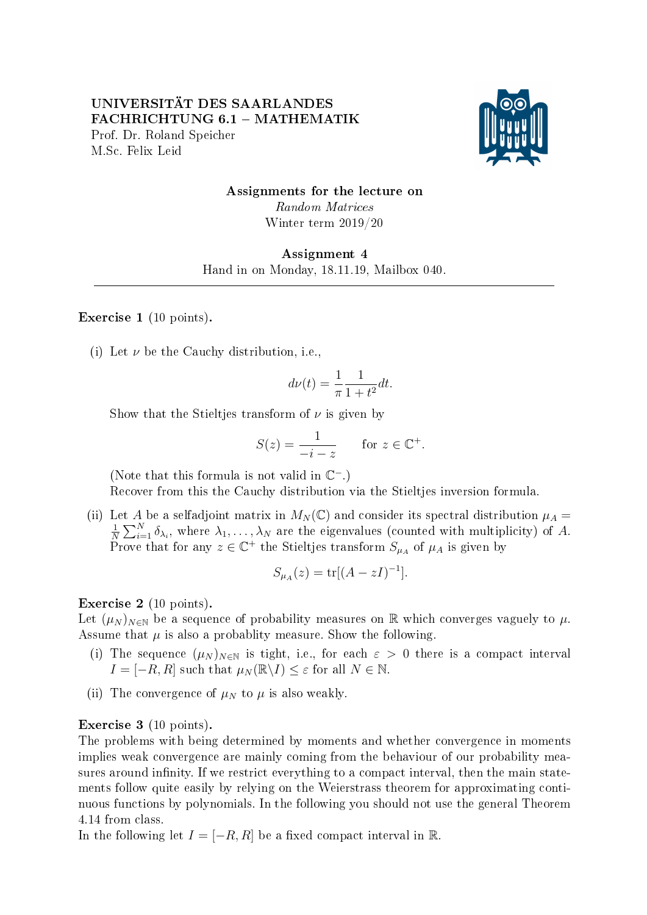UNIVERSITÄT DES SAARLANDES
FACHRICHTUNG 6.1 – MATHEMATIK
Prof. Dr. Roland Speicher
M.Sc. Felix Leid

**Assignments for the lecture on**
*Random Matrices*
Winter term 2019/20

**Assignment 4**
Hand in on Monday, 18.11.19, Mailbox 040.

---

**Exercise 1** (10 points).

(i) Let $\nu$ be the Cauchy distribution, i.e.,

$$d\nu(t) = \frac{1}{\pi}\frac{1}{1+t^2}dt.$$

Show that the Stieltjes transform of $\nu$ is given by

$$S(z) = \frac{1}{-i-z} \qquad \text{for } z \in \mathbb{C}^+.$$

(Note that this formula is not valid in $\mathbb{C}^-$.)
Recover from this the Cauchy distribution via the Stieltjes inversion formula.

(ii) Let $A$ be a selfadjoint matrix in $M_N(\mathbb{C})$ and consider its spectral distribution $\mu_A = \frac{1}{N}\sum_{i=1}^{N}\delta_{\lambda_i}$, where $\lambda_1, \ldots, \lambda_N$ are the eigenvalues (counted with multiplicity) of $A$. Prove that for any $z \in \mathbb{C}^+$ the Stieltjes transform $S_{\mu_A}$ of $\mu_A$ is given by

$$S_{\mu_A}(z) = \operatorname{tr}[(A - zI)^{-1}].$$

**Exercise 2** (10 points).
Let $(\mu_N)_{N\in\mathbb{N}}$ be a sequence of probability measures on $\mathbb{R}$ which converges vaguely to $\mu$. Assume that $\mu$ is also a probablity measure. Show the following.

(i) The sequence $(\mu_N)_{N\in\mathbb{N}}$ is tight, i.e., for each $\varepsilon > 0$ there is a compact interval $I = [-R, R]$ such that $\mu_N(\mathbb{R}\backslash I) \leq \varepsilon$ for all $N \in \mathbb{N}$.

(ii) The convergence of $\mu_N$ to $\mu$ is also weakly.

**Exercise 3** (10 points).
The problems with being determined by moments and whether convergence in moments implies weak convergence are mainly coming from the behaviour of our probability measures around infinity. If we restrict everything to a compact interval, then the main statements follow quite easily by relying on the Weierstrass theorem for approximating continuous functions by polynomials. In the following you should not use the general Theorem 4.14 from class.
In the following let $I = [-R, R]$ be a fixed compact interval in $\mathbb{R}$.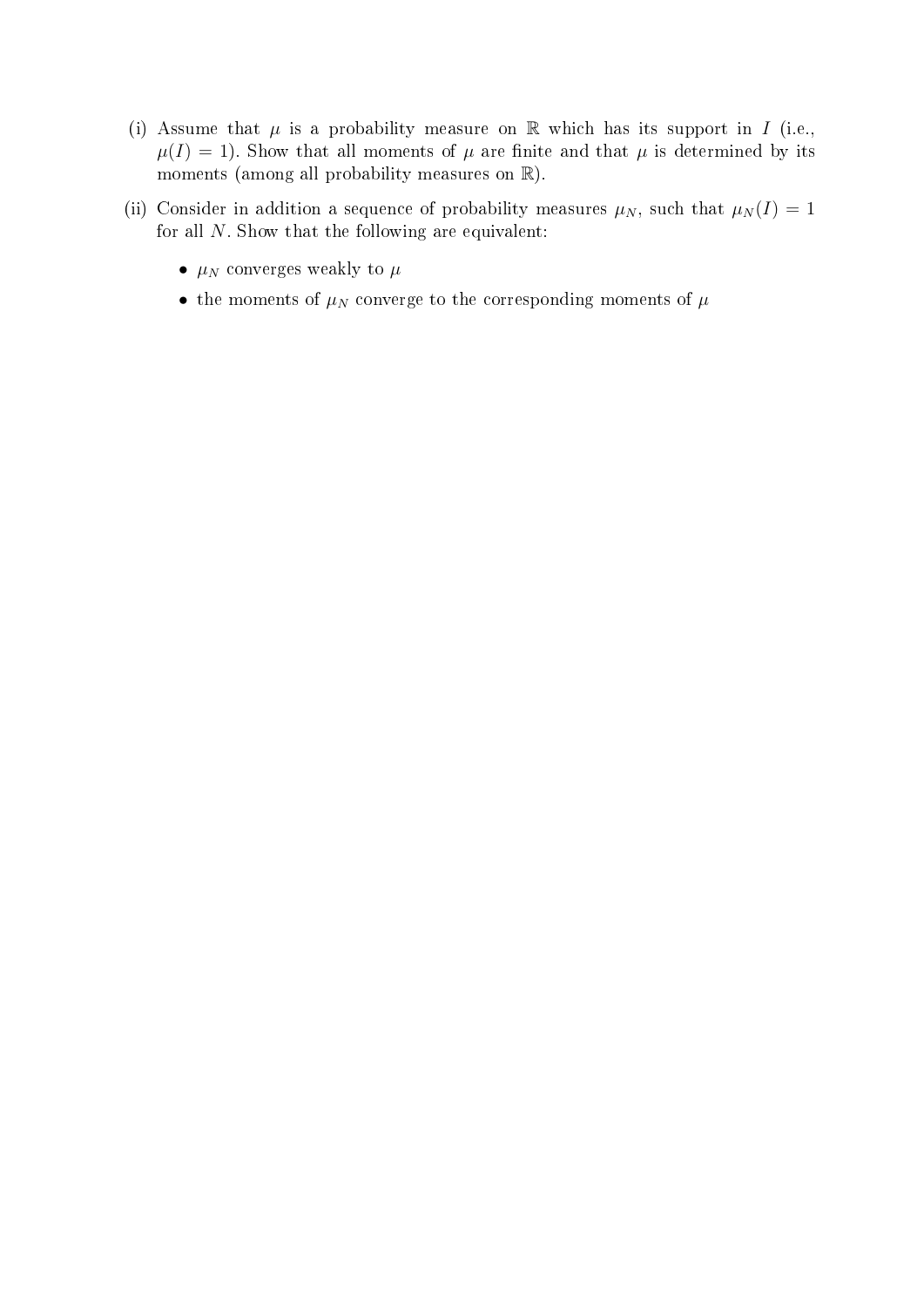(i) Assume that $\mu$ is a probability measure on $\mathbb{R}$ which has its support in $I$ (i.e., $\mu(I) = 1$). Show that all moments of $\mu$ are finite and that $\mu$ is determined by its moments (among all probability measures on $\mathbb{R}$).

(ii) Consider in addition a sequence of probability measures $\mu_N$, such that $\mu_N(I) = 1$ for all $N$. Show that the following are equivalent:

- $\mu_N$ converges weakly to $\mu$
- the moments of $\mu_N$ converge to the corresponding moments of $\mu$